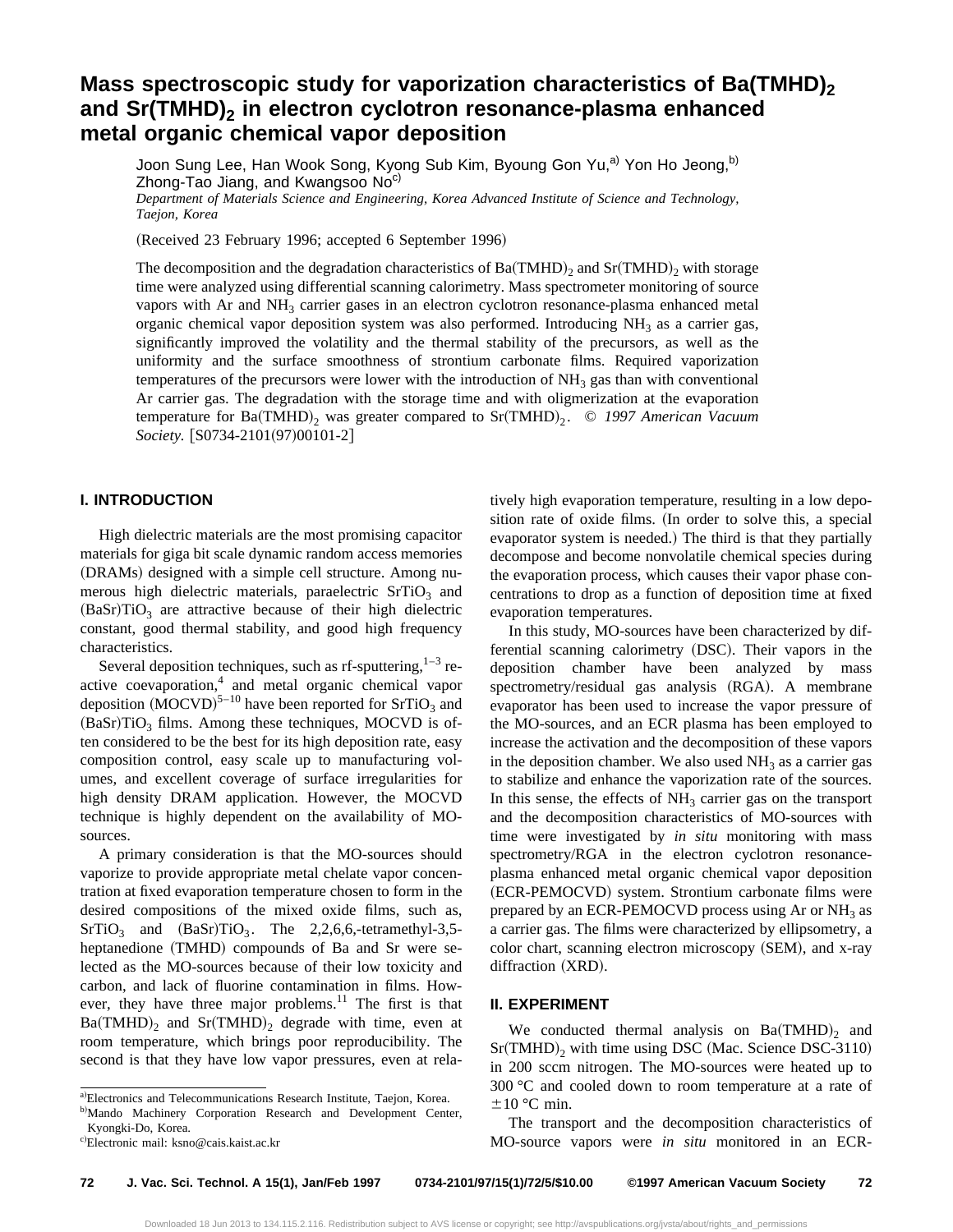# Mass spectroscopic study for vaporization characteristics of $Ba(TMHD)_2$ and $Sr(TMHD)_2$ in electron cyclotron resonance-plasma enhanced metal organic chemical vapor deposition

Joon Sung Lee, Han Wook Song, Kyong Sub Kim, Byoung Gon Yu,[a] Yon Ho Jeong,[b] Zhong-Tao Jiang, and Kwangsoo No[c]

*Department of Materials Science and Engineering, Korea Advanced Institute of Science and Technology, Taejon, Korea*

(Received 23 February 1996; accepted 6 September 1996)

The decomposition and the degradation characteristics of $Ba(TMHD)_2$ and $Sr(TMHD)_2$ with storage time were analyzed using differential scanning calorimetry. Mass spectrometer monitoring of source vapors with Ar and $NH_3$ carrier gases in an electron cyclotron resonance-plasma enhanced metal organic chemical vapor deposition system was also performed. Introducing $NH_3$ as a carrier gas, significantly improved the volatility and the thermal stability of the precursors, as well as the uniformity and the surface smoothness of strontium carbonate films. Required vaporization temperatures of the precursors were lower with the introduction of $NH_3$ gas than with conventional Ar carrier gas. The degradation with the storage time and with oligmerization at the evaporation temperature for $Ba(TMHD)_2$ was greater compared to $Sr(TMHD)_2$. © *1997 American Vacuum Society.* [S0734-2101(97)00101-2]

## I. INTRODUCTION

High dielectric materials are the most promising capacitor materials for giga bit scale dynamic random access memories (DRAMs) designed with a simple cell structure. Among numerous high dielectric materials, paraelectric $SrTiO_3$ and $(BaSr)TiO_3$ are attractive because of their high dielectric constant, good thermal stability, and good high frequency characteristics.

Several deposition techniques, such as rf-sputtering,[1–3] reactive coevaporation,[4] and metal organic chemical vapor deposition (MOCVD)[5–10] have been reported for $SrTiO_3$ and $(BaSr)TiO_3$ films. Among these techniques, MOCVD is often considered to be the best for its high deposition rate, easy composition control, easy scale up to manufacturing volumes, and excellent coverage of surface irregularities for high density DRAM application. However, the MOCVD technique is highly dependent on the availability of MO-sources.

A primary consideration is that the MO-sources should vaporize to provide appropriate metal chelate vapor concentration at fixed evaporation temperature chosen to form in the desired compositions of the mixed oxide films, such as, $SrTiO_3$ and $(BaSr)TiO_3$. The 2,2,6,6,-tetramethyl-3,5-heptanedione (TMHD) compounds of Ba and Sr were selected as the MO-sources because of their low toxicity and carbon, and lack of fluorine contamination in films. However, they have three major problems.[11] The first is that $Ba(TMHD)_2$ and $Sr(TMHD)_2$ degrade with time, even at room temperature, which brings poor reproducibility. The second is that they have low vapor pressures, even at relatively high evaporation temperature, resulting in a low deposition rate of oxide films. (In order to solve this, a special evaporator system is needed.) The third is that they partially decompose and become nonvolatile chemical species during the evaporation process, which causes their vapor phase concentrations to drop as a function of deposition time at fixed evaporation temperatures.

In this study, MO-sources have been characterized by differential scanning calorimetry (DSC). Their vapors in the deposition chamber have been analyzed by mass spectrometry/residual gas analysis (RGA). A membrane evaporator has been used to increase the vapor pressure of the MO-sources, and an ECR plasma has been employed to increase the activation and the decomposition of these vapors in the deposition chamber. We also used $NH_3$ as a carrier gas to stabilize and enhance the vaporization rate of the sources. In this sense, the effects of $NH_3$ carrier gas on the transport and the decomposition characteristics of MO-sources with time were investigated by *in situ* monitoring with mass spectrometry/RGA in the electron cyclotron resonance-plasma enhanced metal organic chemical vapor deposition (ECR-PEMOCVD) system. Strontium carbonate films were prepared by an ECR-PEMOCVD process using Ar or $NH_3$ as a carrier gas. The films were characterized by ellipsometry, a color chart, scanning electron microscopy (SEM), and x-ray diffraction (XRD).

## II. EXPERIMENT

We conducted thermal analysis on $Ba(TMHD)_2$ and $Sr(TMHD)_2$ with time using DSC (Mac. Science DSC-3110) in 200 sccm nitrogen. The MO-sources were heated up to 300 °C and cooled down to room temperature at a rate of ±10 °C min.

The transport and the decomposition characteristics of MO-source vapors were *in situ* monitored in an ECR-

---

[a] Electronics and Telecommunications Research Institute, Taejon, Korea.

[b] Mando Machinery Corporation Research and Development Center, Kyongki-Do, Korea.

[c] Electronic mail: ksno@cais.kaist.ac.kr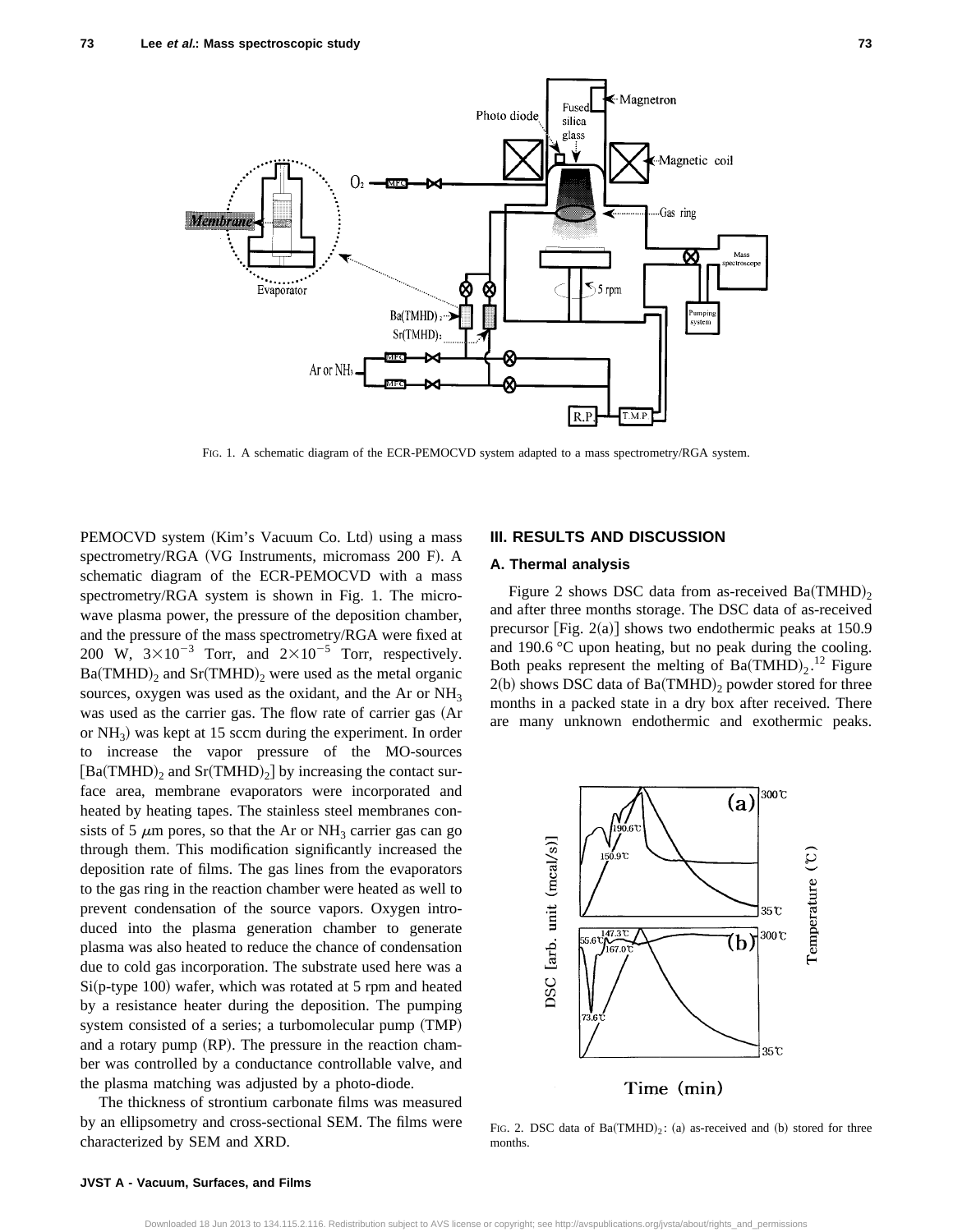FIG. 1. A schematic diagram of the ECR-PEMOCVD system adapted to a mass spectrometry/RGA system.

PEMOCVD system (Kim's Vacuum Co. Ltd) using a mass spectrometry/RGA (VG Instruments, micromass 200 F). A schematic diagram of the ECR-PEMOCVD with a mass spectrometry/RGA system is shown in Fig. 1. The microwave plasma power, the pressure of the deposition chamber, and the pressure of the mass spectrometry/RGA were fixed at 200 W, $3\times10^{-3}$ Torr, and $2\times10^{-5}$ Torr, respectively. $Ba(TMHD)_2$ and $Sr(TMHD)_2$ were used as the metal organic sources, oxygen was used as the oxidant, and the Ar or $NH_3$ was used as the carrier gas. The flow rate of carrier gas (Ar or $NH_3$) was kept at 15 sccm during the experiment. In order to increase the vapor pressure of the MO-sources [$Ba(TMHD)_2$ and $Sr(TMHD)_2$] by increasing the contact surface area, membrane evaporators were incorporated and heated by heating tapes. The stainless steel membranes consists of 5 $\mu$m pores, so that the Ar or $NH_3$ carrier gas can go through them. This modification significantly increased the deposition rate of films. The gas lines from the evaporators to the gas ring in the reaction chamber were heated as well to prevent condensation of the source vapors. Oxygen introduced into the plasma generation chamber to generate plasma was also heated to reduce the chance of condensation due to cold gas incorporation. The substrate used here was a Si(p-type 100) wafer, which was rotated at 5 rpm and heated by a resistance heater during the deposition. The pumping system consisted of a series; a turbomolecular pump (TMP) and a rotary pump (RP). The pressure in the reaction chamber was controlled by a conductance controllable valve, and the plasma matching was adjusted by a photo-diode.

The thickness of strontium carbonate films was measured by an ellipsometry and cross-sectional SEM. The films were characterized by SEM and XRD.

## III. RESULTS AND DISCUSSION

### A. Thermal analysis

Figure 2 shows DSC data from as-received $Ba(TMHD)_2$ and after three months storage. The DSC data of as-received precursor [Fig. 2(a)] shows two endothermic peaks at 150.9 and 190.6 °C upon heating, but no peak during the cooling. Both peaks represent the melting of $Ba(TMHD)_2$.[12] Figure 2(b) shows DSC data of $Ba(TMHD)_2$ powder stored for three months in a packed state in a dry box after received. There are many unknown endothermic and exothermic peaks.

FIG. 2. DSC data of $Ba(TMHD)_2$: (a) as-received and (b) stored for three months.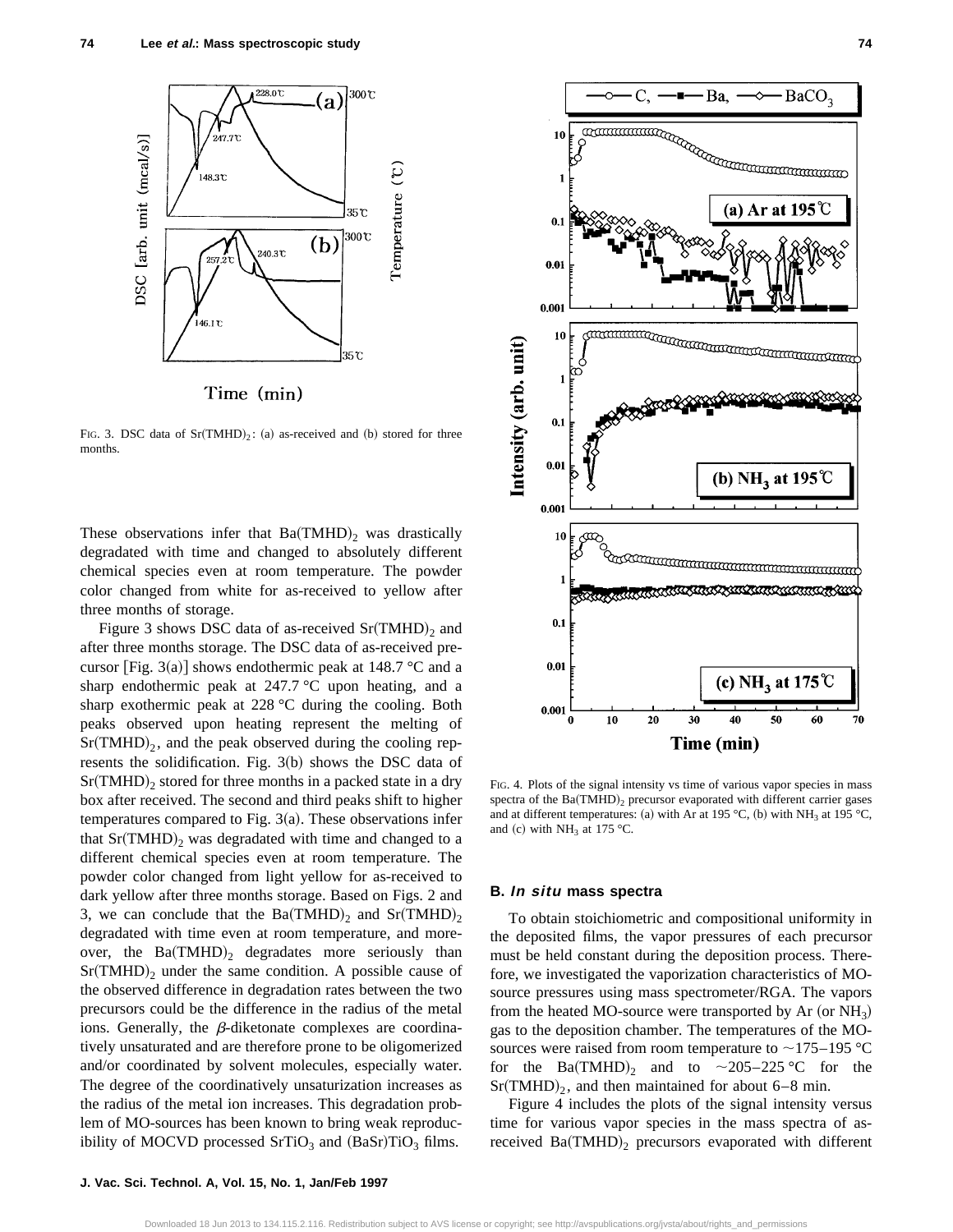FIG. 3. DSC data of $Sr(TMHD)_2$: (a) as-received and (b) stored for three months.

These observations infer that $Ba(TMHD)_2$ was drastically degradated with time and changed to absolutely different chemical species even at room temperature. The powder color changed from white for as-received to yellow after three months of storage.

Figure 3 shows DSC data of as-received $Sr(TMHD)_2$ and after three months storage. The DSC data of as-received precursor [Fig. 3(a)] shows endothermic peak at 148.7 °C and a sharp endothermic peak at 247.7 °C upon heating, and a sharp exothermic peak at 228 °C during the cooling. Both peaks observed upon heating represent the melting of $Sr(TMHD)_2$, and the peak observed during the cooling represents the solidification. Fig. 3(b) shows the DSC data of $Sr(TMHD)_2$ stored for three months in a packed state in a dry box after received. The second and third peaks shift to higher temperatures compared to Fig. 3(a). These observations infer that $Sr(TMHD)_2$ was degradated with time and changed to a different chemical species even at room temperature. The powder color changed from light yellow for as-received to dark yellow after three months storage. Based on Figs. 2 and 3, we can conclude that the $Ba(TMHD)_2$ and $Sr(TMHD)_2$ degradated with time even at room temperature, and moreover, the $Ba(TMHD)_2$ degradates more seriously than $Sr(TMHD)_2$ under the same condition. A possible cause of the observed difference in degradation rates between the two precursors could be the difference in the radius of the metal ions. Generally, the $\beta$-diketonate complexes are coordinatively unsaturated and are therefore prone to be oligomerized and/or coordinated by solvent molecules, especially water. The degree of the coordinatively unsaturization increases as the radius of the metal ion increases. This degradation problem of MO-sources has been known to bring weak reproducibility of MOCVD processed $SrTiO_3$ and $(BaSr)TiO_3$ films.

FIG. 4. Plots of the signal intensity vs time of various vapor species in mass spectra of the $Ba(TMHD)_2$ precursor evaporated with different carrier gases and at different temperatures: (a) with Ar at 195 °C, (b) with $NH_3$ at 195 °C, and (c) with $NH_3$ at 175 °C.

### B. *In situ* mass spectra

To obtain stoichiometric and compositional uniformity in the deposited films, the vapor pressures of each precursor must be held constant during the deposition process. Therefore, we investigated the vaporization characteristics of MO-source pressures using mass spectrometer/RGA. The vapors from the heated MO-source were transported by Ar (or $NH_3$) gas to the deposition chamber. The temperatures of the MO-sources were raised from room temperature to ~175–195 °C for the $Ba(TMHD)_2$ and to ~205–225 °C for the $Sr(TMHD)_2$, and then maintained for about 6–8 min.

Figure 4 includes the plots of the signal intensity versus time for various vapor species in the mass spectra of as-received $Ba(TMHD)_2$ precursors evaporated with different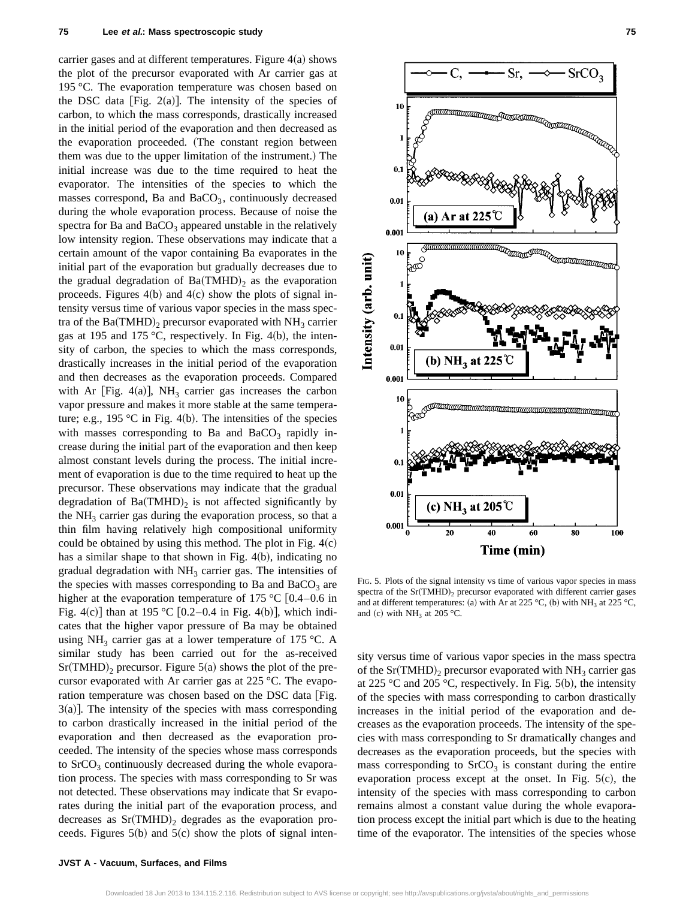carrier gases and at different temperatures. Figure 4(a) shows the plot of the precursor evaporated with Ar carrier gas at 195 °C. The evaporation temperature was chosen based on the DSC data [Fig. 2(a)]. The intensity of the species of carbon, to which the mass corresponds, drastically increased in the initial period of the evaporation and then decreased as the evaporation proceeded. (The constant region between them was due to the upper limitation of the instrument.) The initial increase was due to the time required to heat the evaporator. The intensities of the species to which the masses correspond, Ba and $BaCO_3$, continuously decreased during the whole evaporation process. Because of noise the spectra for Ba and $BaCO_3$ appeared unstable in the relatively low intensity region. These observations may indicate that a certain amount of the vapor containing Ba evaporates in the initial part of the evaporation but gradually decreases due to the gradual degradation of $Ba(TMHD)_2$ as the evaporation proceeds. Figures 4(b) and 4(c) show the plots of signal intensity versus time of various vapor species in the mass spectra of the $Ba(TMHD)_2$ precursor evaporated with $NH_3$ carrier gas at 195 and 175 °C, respectively. In Fig. 4(b), the intensity of carbon, the species to which the mass corresponds, drastically increases in the initial period of the evaporation and then decreases as the evaporation proceeds. Compared with Ar [Fig. 4(a)], $NH_3$ carrier gas increases the carbon vapor pressure and makes it more stable at the same temperature; e.g., 195 °C in Fig. 4(b). The intensities of the species with masses corresponding to Ba and $BaCO_3$ rapidly increase during the initial part of the evaporation and then keep almost constant levels during the process. The initial increment of evaporation is due to the time required to heat up the precursor. These observations may indicate that the gradual degradation of $Ba(TMHD)_2$ is not affected significantly by the $NH_3$ carrier gas during the evaporation process, so that a thin film having relatively high compositional uniformity could be obtained by using this method. The plot in Fig. 4(c) has a similar shape to that shown in Fig. 4(b), indicating no gradual degradation with $NH_3$ carrier gas. The intensities of the species with masses corresponding to Ba and $BaCO_3$ are higher at the evaporation temperature of 175 °C [0.4–0.6 in Fig. 4(c)] than at 195 °C [0.2–0.4 in Fig. 4(b)], which indicates that the higher vapor pressure of Ba may be obtained using $NH_3$ carrier gas at a lower temperature of 175 °C. A similar study has been carried out for the as-received $Sr(TMHD)_2$ precursor. Figure 5(a) shows the plot of the precursor evaporated with Ar carrier gas at 225 °C. The evaporation temperature was chosen based on the DSC data [Fig. 3(a)]. The intensity of the species with mass corresponding to carbon drastically increased in the initial period of the evaporation and then decreased as the evaporation proceeded. The intensity of the species whose mass corresponds to $SrCO_3$ continuously decreased during the whole evaporation process. The species with mass corresponding to Sr was not detected. These observations may indicate that Sr evaporates during the initial part of the evaporation process, and decreases as $Sr(TMHD)_2$ degrades as the evaporation proceeds. Figures 5(b) and 5(c) show the plots of signal intensity versus time of various vapor species in the mass spectra of the $Sr(TMHD)_2$ precursor evaporated with $NH_3$ carrier gas at 225 °C and 205 °C, respectively. In Fig. 5(b), the intensity of the species with mass corresponding to carbon drastically increases in the initial period of the evaporation and decreases as the evaporation proceeds. The intensity of the species with mass corresponding to Sr dramatically changes and decreases as the evaporation proceeds, but the species with mass corresponding to $SrCO_3$ is constant during the entire evaporation process except at the onset. In Fig. 5(c), the intensity of the species with mass corresponding to carbon remains almost a constant value during the whole evaporation process except the initial part which is due to the heating time of the evaporator. The intensities of the species whose

FIG. 5. Plots of the signal intensity vs time of various vapor species in mass spectra of the $Sr(TMHD)_2$ precursor evaporated with different carrier gases and at different temperatures: (a) with Ar at 225 °C, (b) with $NH_3$ at 225 °C, and (c) with $NH_3$ at 205 °C.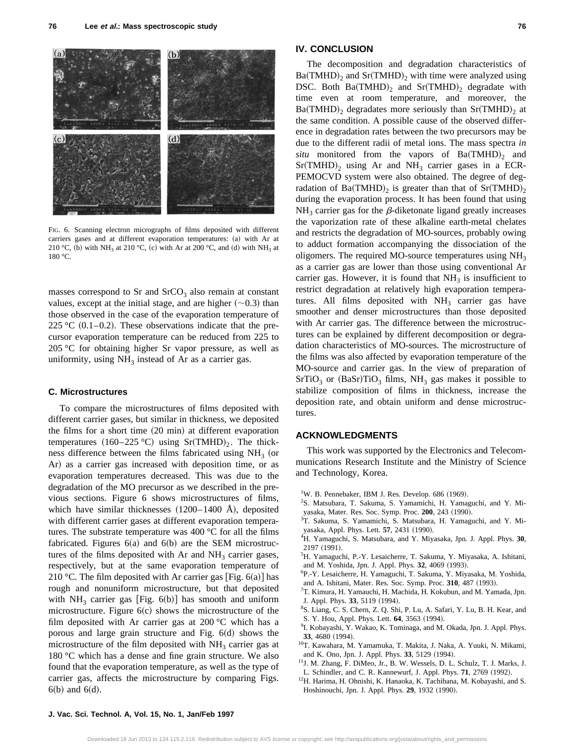FIG. 6. Scanning electron micrographs of films deposited with different carriers gases and at different evaporation temperatures: (a) with Ar at 210 °C, (b) with $NH_3$ at 210 °C, (c) with Ar at 200 °C, and (d) with $NH_3$ at 180 °C.

masses correspond to Sr and $SrCO_3$ also remain at constant values, except at the initial stage, and are higher (~0.3) than those observed in the case of the evaporation temperature of 225 °C (0.1–0.2). These observations indicate that the precursor evaporation temperature can be reduced from 225 to 205 °C for obtaining higher Sr vapor pressure, as well as uniformity, using $NH_3$ instead of Ar as a carrier gas.

### C. Microstructures

To compare the microstructures of films deposited with different carrier gases, but similar in thickness, we deposited the films for a short time (20 min) at different evaporation temperatures (160–225 °C) using $Sr(TMHD)_2$. The thickness difference between the films fabricated using $NH_3$ (or Ar) as a carrier gas increased with deposition time, or as evaporation temperatures decreased. This was due to the degradation of the MO precursor as we described in the previous sections. Figure 6 shows microstructures of films, which have similar thicknesses (1200–1400 Å), deposited with different carrier gases at different evaporation temperatures. The substrate temperature was 400 °C for all the films fabricated. Figures 6(a) and 6(b) are the SEM microstructures of the films deposited with Ar and $NH_3$ carrier gases, respectively, but at the same evaporation temperature of 210 °C. The film deposited with Ar carrier gas [Fig. 6(a)] has rough and nonuniform microstructure, but that deposited with $NH_3$ carrier gas [Fig. 6(b)] has smooth and uniform microstructure. Figure 6(c) shows the microstructure of the film deposited with Ar carrier gas at 200 °C which has a porous and large grain structure and Fig. 6(d) shows the microstructure of the film deposited with $NH_3$ carrier gas at 180 °C which has a dense and fine grain structure. We also found that the evaporation temperature, as well as the type of carrier gas, affects the microstructure by comparing Figs. 6(b) and 6(d).

## IV. CONCLUSION

The decomposition and degradation characteristics of $Ba(TMHD)_2$ and $Sr(TMHD)_2$ with time were analyzed using DSC. Both $Ba(TMHD)_2$ and $Sr(TMHD)_2$ degradate with time even at room temperature, and moreover, the $Ba(TMHD)_2$ degradates more seriously than $Sr(TMHD)_2$ at the same condition. A possible cause of the observed difference in degradation rates between the two precursors may be due to the different radii of metal ions. The mass spectra *in situ* monitored from the vapors of $Ba(TMHD)_2$ and $Sr(TMHD)_2$ using Ar and $NH_3$ carrier gases in a ECR-PEMOCVD system were also obtained. The degree of degradation of $Ba(TMHD)_2$ is greater than that of $Sr(TMHD)_2$ during the evaporation process. It has been found that using $NH_3$ carrier gas for the $\beta$-diketonate ligand greatly increases the vaporization rate of these alkaline earth-metal chelates and restricts the degradation of MO-sources, probably owing to adduct formation accompanying the dissociation of the oligomers. The required MO-source temperatures using $NH_3$ as a carrier gas are lower than those using conventional Ar carrier gas. However, it is found that $NH_3$ is insufficient to restrict degradation at relatively high evaporation temperatures. All films deposited with $NH_3$ carrier gas have smoother and denser microstructures than those deposited with Ar carrier gas. The difference between the microstructures can be explained by different decomposition or degradation characteristics of MO-sources. The microstructure of the films was also affected by evaporation temperature of the MO-source and carrier gas. In the view of preparation of $SrTiO_3$ or $(BaSr)TiO_3$ films, $NH_3$ gas makes it possible to stabilize composition of films in thickness, increase the deposition rate, and obtain uniform and dense microstructures.

## ACKNOWLEDGMENTS

This work was supported by the Electronics and Telecommunications Research Institute and the Ministry of Science and Technology, Korea.

[1] W. B. Pennebaker, IBM J. Res. Develop. 686 (1969).
[2] S. Matsubara, T. Sakuma, S. Yamamichi, H. Yamaguchi, and Y. Miyasaka, Mater. Res. Soc. Symp. Proc. **200**, 243 (1990).
[3] T. Sakuma, S. Yamamichi, S. Matsubara, H. Yamaguchi, and Y. Miyasaka, Appl. Phys. Lett. **57**, 2431 (1990).
[4] H. Yamaguchi, S. Matsubara, and Y. Miyasaka, Jpn. J. Appl. Phys. **30**, 2197 (1991).
[5] H. Yamaguchi, P.-Y. Lesaicherre, T. Sakuma, Y. Miyasaka, A. Ishitani, and M. Yoshida, Jpn. J. Appl. Phys. **32**, 4069 (1993).
[6] P.-Y. Lesaicherre, H. Yamaguchi, T. Sakuma, Y. Miyasaka, M. Yoshida, and A. Ishitani, Mater. Res. Soc. Symp. Proc. **310**, 487 (1993).
[7] T. Kimura, H. Yamauchi, H. Machida, H. Kokubun, and M. Yamada, Jpn. J. Appl. Phys. **33**, 5119 (1994).
[8] S. Liang, C. S. Chern, Z. Q. Shi, P. Lu, A. Safari, Y. Lu, B. H. Kear, and S. Y. Hou, Appl. Phys. Lett. **64**, 3563 (1994).
[9] I. Kobayashi, Y. Wakao, K. Tominaga, and M. Okada, Jpn. J. Appl. Phys. **33**, 4680 (1994).
[10] T. Kawahara, M. Yamamuka, T. Makita, J. Naka, A. Yuuki, N. Mikami, and K. Ono, Jpn. J. Appl. Phys. **33**, 5129 (1994).
[11] J. M. Zhang, F. DiMeo, Jr., B. W. Wessels, D. L. Schulz, T. J. Marks, J. L. Schindler, and C. R. Kannewurf, J. Appl. Phys. **71**, 2769 (1992).
[12] H. Harima, H. Ohnishi, K. Hanaoka, K. Tachibana, M. Kobayashi, and S. Hoshinouchi, Jpn. J. Appl. Phys. **29**, 1932 (1990).